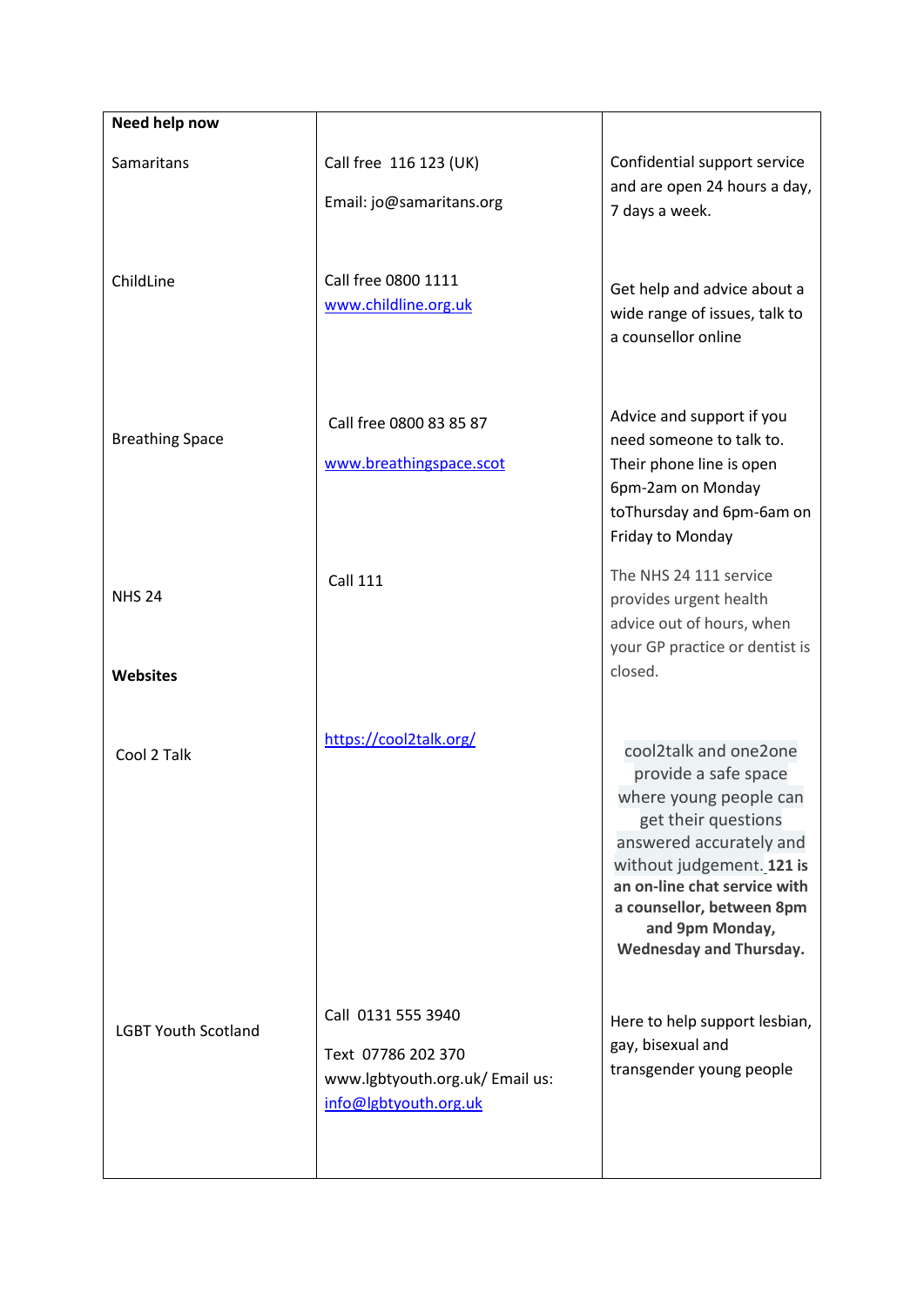| **Need help now** | | |
|---|---|---|
| Samaritans | Call free 116 123 (UK)<br><br>Email: jo@samaritans.org | Confidential support service and are open 24 hours a day, 7 days a week. |
| ChildLine | Call free 0800 1111<br>www.childline.org.uk | Get help and advice about a wide range of issues, talk to a counsellor online |
| Breathing Space | Call free 0800 83 85 87<br><br>www.breathingspace.scot | Advice and support if you need someone to talk to. Their phone line is open 6pm-2am on Monday toThursday and 6pm-6am on Friday to Monday |
| NHS 24 | Call 111 | The NHS 24 111 service provides urgent health advice out of hours, when your GP practice or dentist is closed. |
| **Websites** | | |
| Cool 2 Talk | https://cool2talk.org/ | cool2talk and one2one provide a safe space where young people can get their questions answered accurately and without judgement. **121 is an on-line chat service with a counsellor, between 8pm and 9pm Monday, Wednesday and Thursday.** |
| LGBT Youth Scotland | Call 0131 555 3940<br><br>Text 07786 202 370<br>www.lgbtyouth.org.uk/ Email us: info@lgbtyouth.org.uk | Here to help support lesbian, gay, bisexual and transgender young people |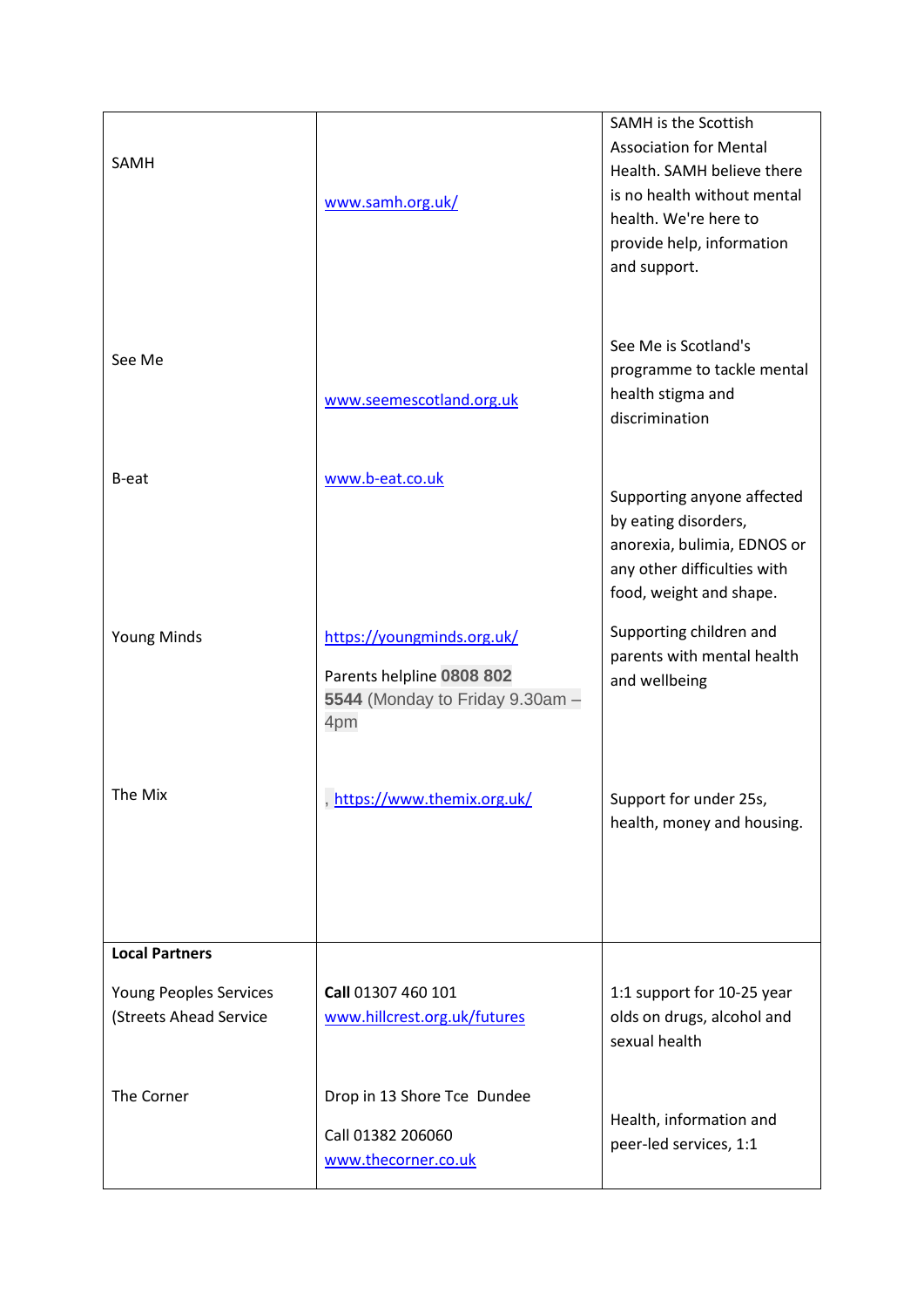| | | |
|---|---|---|
| SAMH | www.samh.org.uk/ | SAMH is the Scottish Association for Mental Health. SAMH believe there is no health without mental health. We're here to provide help, information and support. |
| See Me | www.seemescotland.org.uk | See Me is Scotland's programme to tackle mental health stigma and discrimination |
| B-eat | www.b-eat.co.uk | Supporting anyone affected by eating disorders, anorexia, bulimia, EDNOS or any other difficulties with food, weight and shape. |
| Young Minds | https://youngminds.org.uk/<br><br>Parents helpline **0808 802 5544** (Monday to Friday 9.30am – 4pm | Supporting children and parents with mental health and wellbeing |
| The Mix | , https://www.themix.org.uk/ | Support for under 25s, health, money and housing. |
| **Local Partners**<br><br>Young Peoples Services (Streets Ahead Service | **Call** 01307 460 101<br>www.hillcrest.org.uk/futures | 1:1 support for 10-25 year olds on drugs, alcohol and sexual health |
| The Corner | Drop in 13 Shore Tce Dundee<br><br>Call 01382 206060<br>www.thecorner.co.uk | Health, information and peer-led services, 1:1 |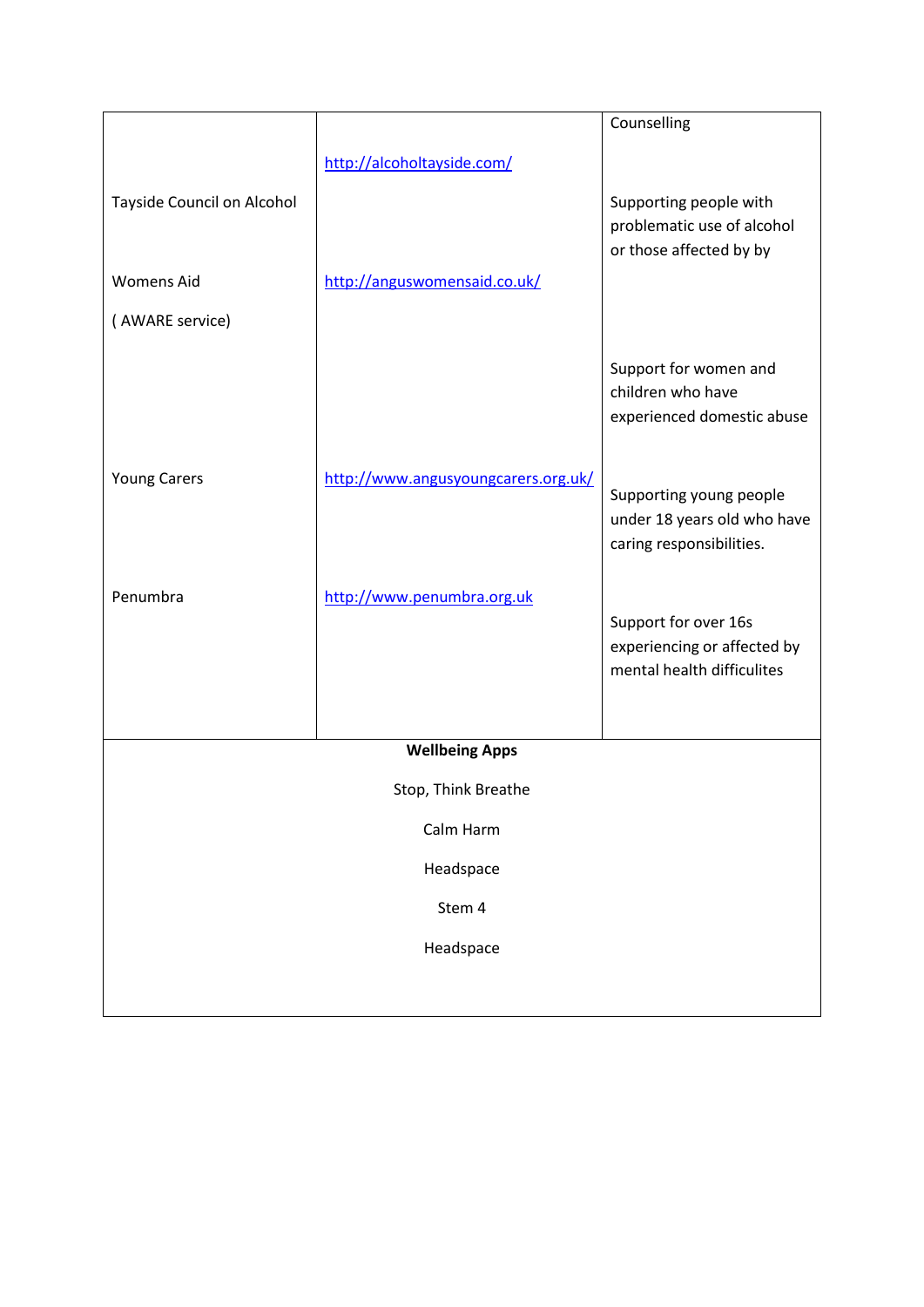| | | |
|---|---|---|
| | | Counselling |
| Tayside Council on Alcohol | http://alcoholtayside.com/ | Supporting people with problematic use of alcohol or those affected by by |
| Womens Aid<br><br>( AWARE service) | http://anguswomensaid.co.uk/ | Support for women and children who have experienced domestic abuse |
| Young Carers | http://www.angusyoungcarers.org.uk/ | Supporting young people under 18 years old who have caring responsibilities. |
| Penumbra | http://www.penumbra.org.uk | Support for over 16s experiencing or affected by mental health difficulites |

**Wellbeing Apps**

Stop, Think Breathe

Calm Harm

Headspace

Stem 4

Headspace